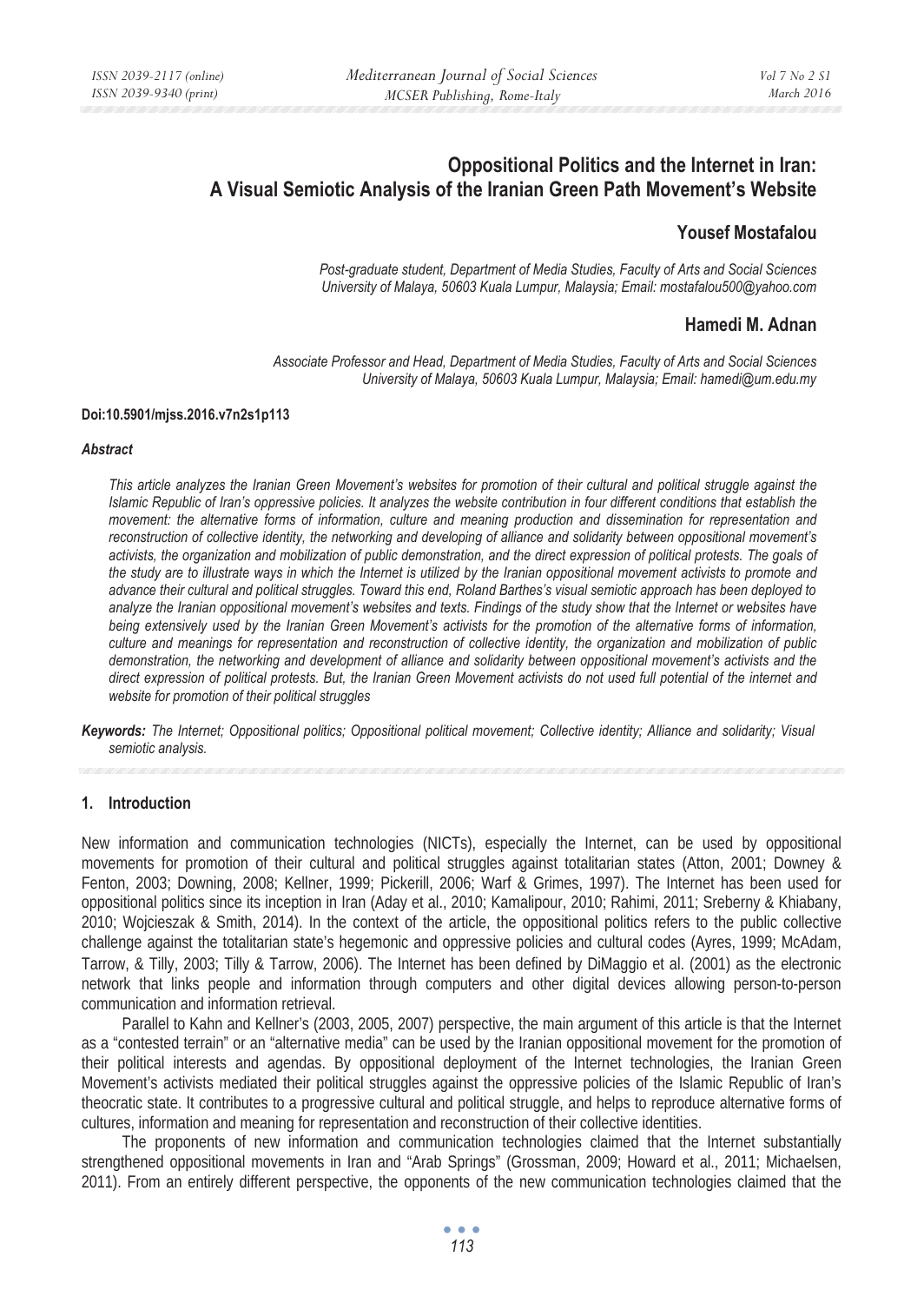# Oppositional Politics and the Internet in Iran: A Visual Semiotic Analysis of the Iranian Green Path Movement's Website

## Yousef Mostafalou

*Post-graduate student, Department of Media Studies, Faculty of Arts and Social Sciences University of Malaya, 50603 Kuala Lumpur, Malaysia; Email: mostafalou500@yahoo.com*

## Hamedi M. Adnan

*Associate Professor and Head, Department of Media Studies, Faculty of Arts and Social Sciences University of Malaya, 50603 Kuala Lumpur, Malaysia; Email: hamedi@um.edu.my*

**Doi:10.5901/mjss.2016.v7n2s1p113**

***Abstract***

*This article analyzes the Iranian Green Movement's websites for promotion of their cultural and political struggle against the Islamic Republic of Iran's oppressive policies. It analyzes the website contribution in four different conditions that establish the movement: the alternative forms of information, culture and meaning production and dissemination for representation and reconstruction of collective identity, the networking and developing of alliance and solidarity between oppositional movement's activists, the organization and mobilization of public demonstration, and the direct expression of political protests. The goals of the study are to illustrate ways in which the Internet is utilized by the Iranian oppositional movement activists to promote and advance their cultural and political struggles. Toward this end, Roland Barthes's visual semiotic approach has been deployed to analyze the Iranian oppositional movement's websites and texts. Findings of the study show that the Internet or websites have being extensively used by the Iranian Green Movement's activists for the promotion of the alternative forms of information, culture and meanings for representation and reconstruction of collective identity, the organization and mobilization of public demonstration, the networking and development of alliance and solidarity between oppositional movement's activists and the direct expression of political protests. But, the Iranian Green Movement activists do not used full potential of the internet and website for promotion of their political struggles*

***Keywords:*** *The Internet; Oppositional politics; Oppositional political movement; Collective identity; Alliance and solidarity; Visual semiotic analysis.*

## 1. Introduction

New information and communication technologies (NICTs), especially the Internet, can be used by oppositional movements for promotion of their cultural and political struggles against totalitarian states (Atton, 2001; Downey & Fenton, 2003; Downing, 2008; Kellner, 1999; Pickerill, 2006; Warf & Grimes, 1997). The Internet has been used for oppositional politics since its inception in Iran (Aday et al., 2010; Kamalipour, 2010; Rahimi, 2011; Sreberny & Khiabany, 2010; Wojcieszak & Smith, 2014). In the context of the article, the oppositional politics refers to the public collective challenge against the totalitarian state's hegemonic and oppressive policies and cultural codes (Ayres, 1999; McAdam, Tarrow, & Tilly, 2003; Tilly & Tarrow, 2006). The Internet has been defined by DiMaggio et al. (2001) as the electronic network that links people and information through computers and other digital devices allowing person-to-person communication and information retrieval.

Parallel to Kahn and Kellner's (2003, 2005, 2007) perspective, the main argument of this article is that the Internet as a "contested terrain" or an "alternative media" can be used by the Iranian oppositional movement for the promotion of their political interests and agendas. By oppositional deployment of the Internet technologies, the Iranian Green Movement's activists mediated their political struggles against the oppressive policies of the Islamic Republic of Iran's theocratic state. It contributes to a progressive cultural and political struggle, and helps to reproduce alternative forms of cultures, information and meaning for representation and reconstruction of their collective identities.

The proponents of new information and communication technologies claimed that the Internet substantially strengthened oppositional movements in Iran and "Arab Springs" (Grossman, 2009; Howard et al., 2011; Michaelsen, 2011). From an entirely different perspective, the opponents of the new communication technologies claimed that the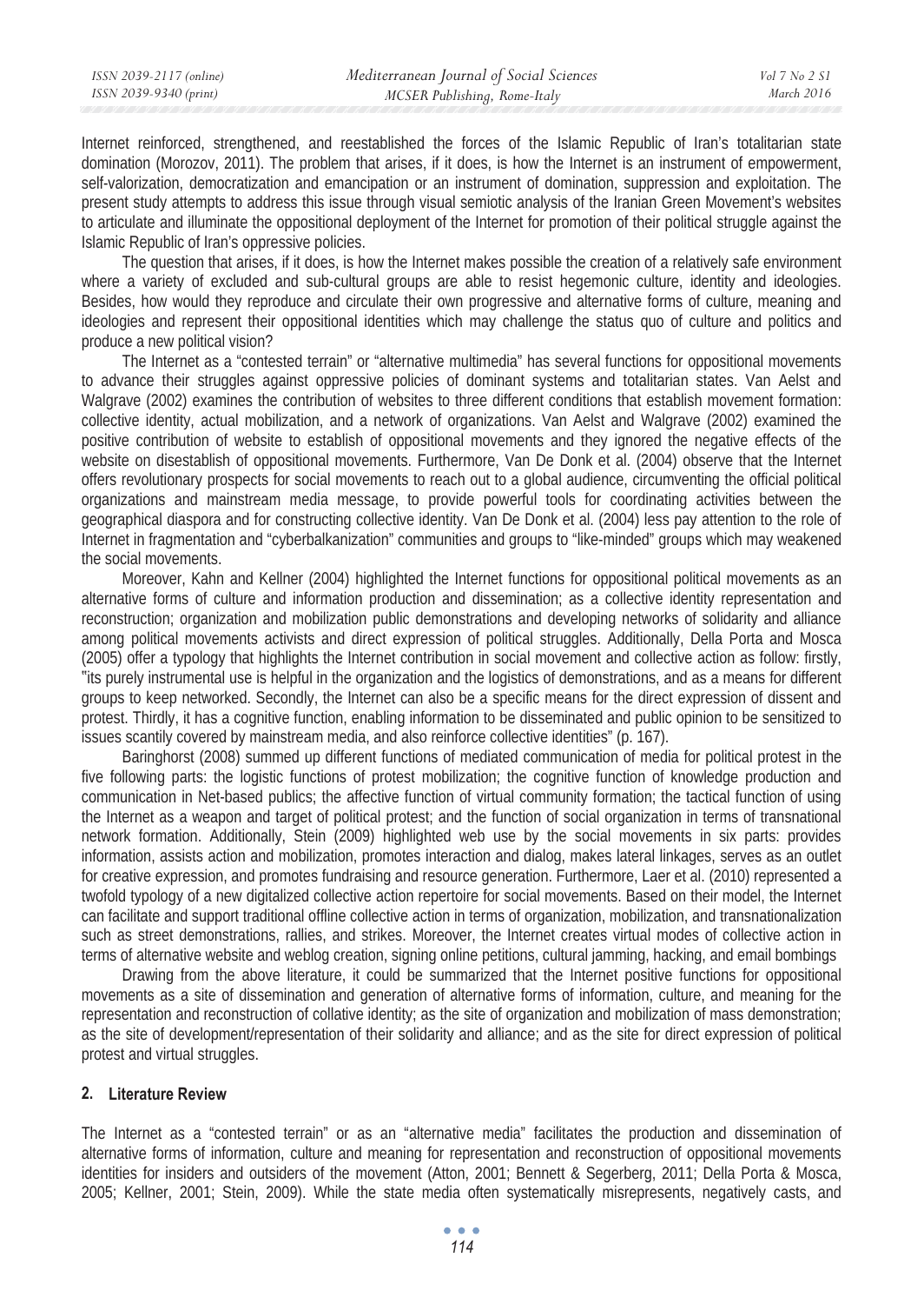Internet reinforced, strengthened, and reestablished the forces of the Islamic Republic of Iran's totalitarian state domination (Morozov, 2011). The problem that arises, if it does, is how the Internet is an instrument of empowerment, self-valorization, democratization and emancipation or an instrument of domination, suppression and exploitation. The present study attempts to address this issue through visual semiotic analysis of the Iranian Green Movement's websites to articulate and illuminate the oppositional deployment of the Internet for promotion of their political struggle against the Islamic Republic of Iran's oppressive policies.

The question that arises, if it does, is how the Internet makes possible the creation of a relatively safe environment where a variety of excluded and sub-cultural groups are able to resist hegemonic culture, identity and ideologies. Besides, how would they reproduce and circulate their own progressive and alternative forms of culture, meaning and ideologies and represent their oppositional identities which may challenge the status quo of culture and politics and produce a new political vision?

The Internet as a "contested terrain" or "alternative multimedia" has several functions for oppositional movements to advance their struggles against oppressive policies of dominant systems and totalitarian states. Van Aelst and Walgrave (2002) examines the contribution of websites to three different conditions that establish movement formation: collective identity, actual mobilization, and a network of organizations. Van Aelst and Walgrave (2002) examined the positive contribution of website to establish of oppositional movements and they ignored the negative effects of the website on disestablish of oppositional movements. Furthermore, Van De Donk et al. (2004) observe that the Internet offers revolutionary prospects for social movements to reach out to a global audience, circumventing the official political organizations and mainstream media message, to provide powerful tools for coordinating activities between the geographical diaspora and for constructing collective identity. Van De Donk et al. (2004) less pay attention to the role of Internet in fragmentation and "cyberbalkanization" communities and groups to "like-minded" groups which may weakened the social movements.

Moreover, Kahn and Kellner (2004) highlighted the Internet functions for oppositional political movements as an alternative forms of culture and information production and dissemination; as a collective identity representation and reconstruction; organization and mobilization public demonstrations and developing networks of solidarity and alliance among political movements activists and direct expression of political struggles. Additionally, Della Porta and Mosca (2005) offer a typology that highlights the Internet contribution in social movement and collective action as follow: firstly, "its purely instrumental use is helpful in the organization and the logistics of demonstrations, and as a means for different groups to keep networked. Secondly, the Internet can also be a specific means for the direct expression of dissent and protest. Thirdly, it has a cognitive function, enabling information to be disseminated and public opinion to be sensitized to issues scantily covered by mainstream media, and also reinforce collective identities" (p. 167).

Baringhorst (2008) summed up different functions of mediated communication of media for political protest in the five following parts: the logistic functions of protest mobilization; the cognitive function of knowledge production and communication in Net-based publics; the affective function of virtual community formation; the tactical function of using the Internet as a weapon and target of political protest; and the function of social organization in terms of transnational network formation. Additionally, Stein (2009) highlighted web use by the social movements in six parts: provides information, assists action and mobilization, promotes interaction and dialog, makes lateral linkages, serves as an outlet for creative expression, and promotes fundraising and resource generation. Furthermore, Laer et al. (2010) represented a twofold typology of a new digitalized collective action repertoire for social movements. Based on their model, the Internet can facilitate and support traditional offline collective action in terms of organization, mobilization, and transnationalization such as street demonstrations, rallies, and strikes. Moreover, the Internet creates virtual modes of collective action in terms of alternative website and weblog creation, signing online petitions, cultural jamming, hacking, and email bombings

Drawing from the above literature, it could be summarized that the Internet positive functions for oppositional movements as a site of dissemination and generation of alternative forms of information, culture, and meaning for the representation and reconstruction of collative identity; as the site of organization and mobilization of mass demonstration; as the site of development/representation of their solidarity and alliance; and as the site for direct expression of political protest and virtual struggles.

## 2. Literature Review

The Internet as a "contested terrain" or as an "alternative media" facilitates the production and dissemination of alternative forms of information, culture and meaning for representation and reconstruction of oppositional movements identities for insiders and outsiders of the movement (Atton, 2001; Bennett & Segerberg, 2011; Della Porta & Mosca, 2005; Kellner, 2001; Stein, 2009). While the state media often systematically misrepresents, negatively casts, and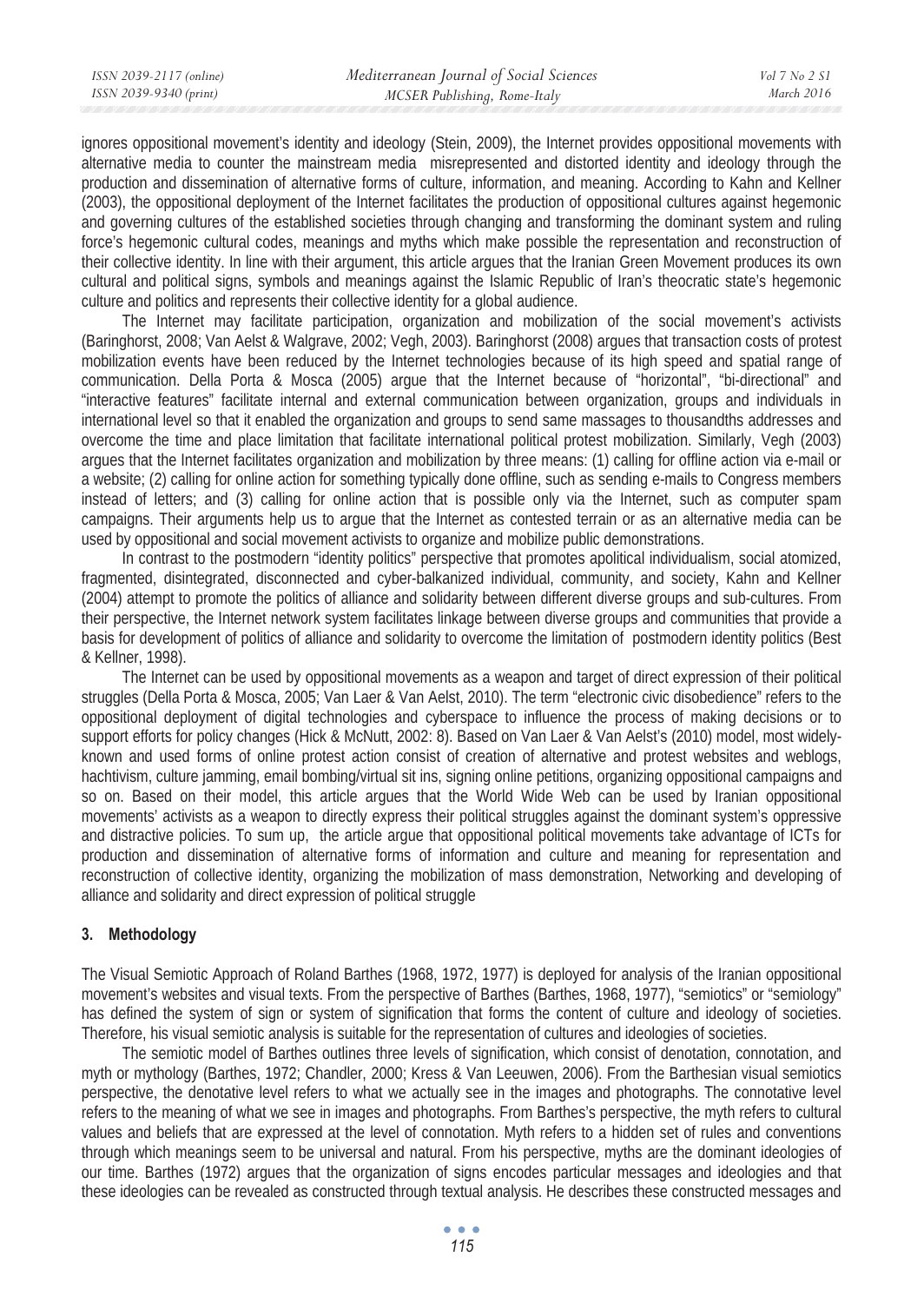ignores oppositional movement's identity and ideology (Stein, 2009), the Internet provides oppositional movements with alternative media to counter the mainstream media misrepresented and distorted identity and ideology through the production and dissemination of alternative forms of culture, information, and meaning. According to Kahn and Kellner (2003), the oppositional deployment of the Internet facilitates the production of oppositional cultures against hegemonic and governing cultures of the established societies through changing and transforming the dominant system and ruling force's hegemonic cultural codes, meanings and myths which make possible the representation and reconstruction of their collective identity. In line with their argument, this article argues that the Iranian Green Movement produces its own cultural and political signs, symbols and meanings against the Islamic Republic of Iran's theocratic state's hegemonic culture and politics and represents their collective identity for a global audience.

The Internet may facilitate participation, organization and mobilization of the social movement's activists (Baringhorst, 2008; Van Aelst & Walgrave, 2002; Vegh, 2003). Baringhorst (2008) argues that transaction costs of protest mobilization events have been reduced by the Internet technologies because of its high speed and spatial range of communication. Della Porta & Mosca (2005) argue that the Internet because of "horizontal", "bi-directional" and "interactive features" facilitate internal and external communication between organization, groups and individuals in international level so that it enabled the organization and groups to send same massages to thousandths addresses and overcome the time and place limitation that facilitate international political protest mobilization. Similarly, Vegh (2003) argues that the Internet facilitates organization and mobilization by three means: (1) calling for offline action via e-mail or a website; (2) calling for online action for something typically done offline, such as sending e-mails to Congress members instead of letters; and (3) calling for online action that is possible only via the Internet, such as computer spam campaigns. Their arguments help us to argue that the Internet as contested terrain or as an alternative media can be used by oppositional and social movement activists to organize and mobilize public demonstrations.

In contrast to the postmodern "identity politics" perspective that promotes apolitical individualism, social atomized, fragmented, disintegrated, disconnected and cyber-balkanized individual, community, and society, Kahn and Kellner (2004) attempt to promote the politics of alliance and solidarity between different diverse groups and sub-cultures. From their perspective, the Internet network system facilitates linkage between diverse groups and communities that provide a basis for development of politics of alliance and solidarity to overcome the limitation of postmodern identity politics (Best & Kellner, 1998).

The Internet can be used by oppositional movements as a weapon and target of direct expression of their political struggles (Della Porta & Mosca, 2005; Van Laer & Van Aelst, 2010). The term "electronic civic disobedience" refers to the oppositional deployment of digital technologies and cyberspace to influence the process of making decisions or to support efforts for policy changes (Hick & McNutt, 2002: 8). Based on Van Laer & Van Aelst's (2010) model, most widely-known and used forms of online protest action consist of creation of alternative and protest websites and weblogs, hachtivism, culture jamming, email bombing/virtual sit ins, signing online petitions, organizing oppositional campaigns and so on. Based on their model, this article argues that the World Wide Web can be used by Iranian oppositional movements' activists as a weapon to directly express their political struggles against the dominant system's oppressive and distractive policies. To sum up, the article argue that oppositional political movements take advantage of ICTs for production and dissemination of alternative forms of information and culture and meaning for representation and reconstruction of collective identity, organizing the mobilization of mass demonstration, Networking and developing of alliance and solidarity and direct expression of political struggle

## 3. Methodology

The Visual Semiotic Approach of Roland Barthes (1968, 1972, 1977) is deployed for analysis of the Iranian oppositional movement's websites and visual texts. From the perspective of Barthes (Barthes, 1968, 1977), "semiotics" or "semiology" has defined the system of sign or system of signification that forms the content of culture and ideology of societies. Therefore, his visual semiotic analysis is suitable for the representation of cultures and ideologies of societies.

The semiotic model of Barthes outlines three levels of signification, which consist of denotation, connotation, and myth or mythology (Barthes, 1972; Chandler, 2000; Kress & Van Leeuwen, 2006). From the Barthesian visual semiotics perspective, the denotative level refers to what we actually see in the images and photographs. The connotative level refers to the meaning of what we see in images and photographs. From Barthes's perspective, the myth refers to cultural values and beliefs that are expressed at the level of connotation. Myth refers to a hidden set of rules and conventions through which meanings seem to be universal and natural. From his perspective, myths are the dominant ideologies of our time. Barthes (1972) argues that the organization of signs encodes particular messages and ideologies and that these ideologies can be revealed as constructed through textual analysis. He describes these constructed messages and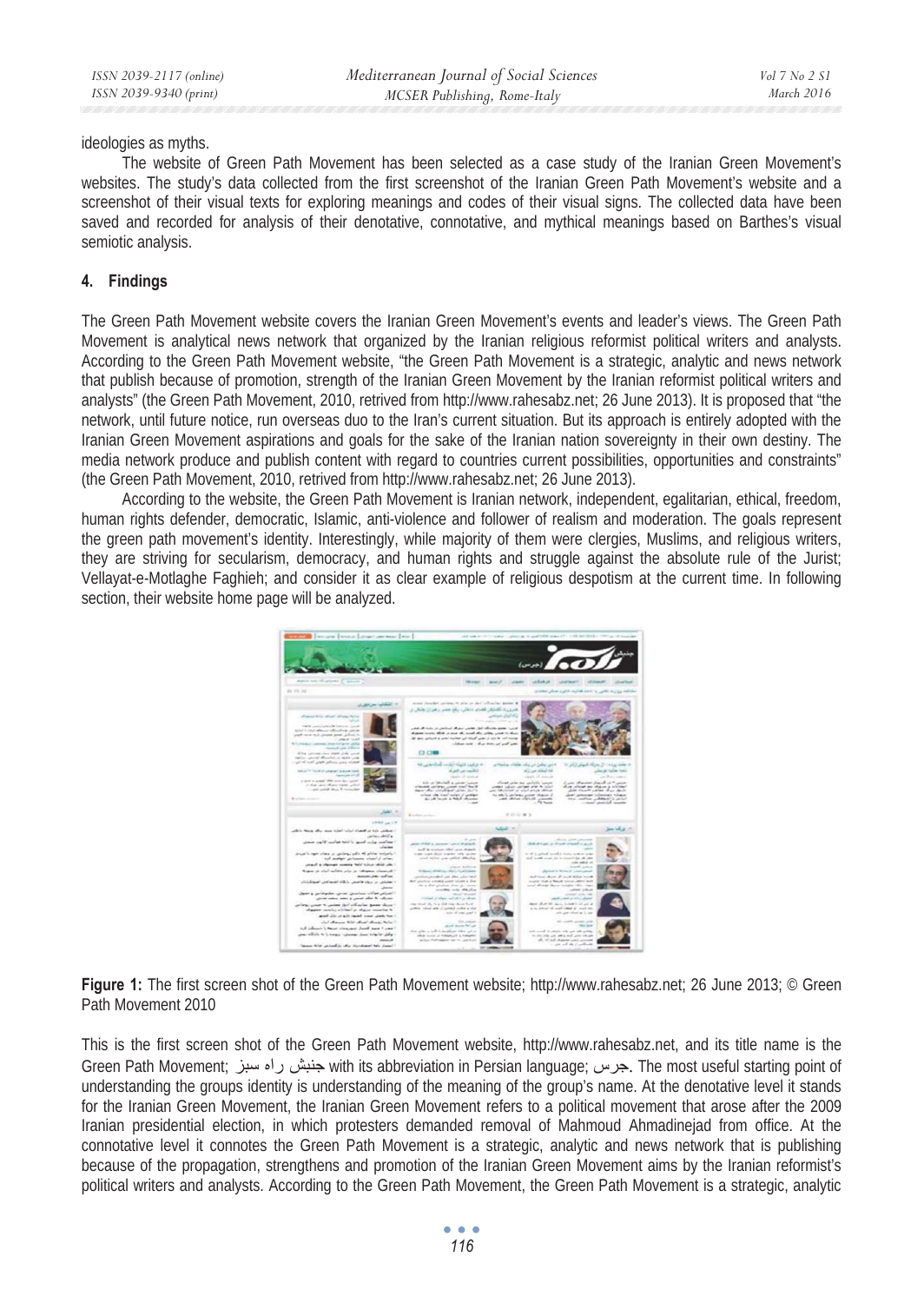ideologies as myths.

The website of Green Path Movement has been selected as a case study of the Iranian Green Movement's websites. The study's data collected from the first screenshot of the Iranian Green Path Movement's website and a screenshot of their visual texts for exploring meanings and codes of their visual signs. The collected data have been saved and recorded for analysis of their denotative, connotative, and mythical meanings based on Barthes's visual semiotic analysis.

## 4. Findings

The Green Path Movement website covers the Iranian Green Movement's events and leader's views. The Green Path Movement is analytical news network that organized by the Iranian religious reformist political writers and analysts. According to the Green Path Movement website, "the Green Path Movement is a strategic, analytic and news network that publish because of promotion, strength of the Iranian Green Movement by the Iranian reformist political writers and analysts" (the Green Path Movement, 2010, retrived from http://www.rahesabz.net; 26 June 2013). It is proposed that "the network, until future notice, run overseas duo to the Iran's current situation. But its approach is entirely adopted with the Iranian Green Movement aspirations and goals for the sake of the Iranian nation sovereignty in their own destiny. The media network produce and publish content with regard to countries current possibilities, opportunities and constraints" (the Green Path Movement, 2010, retrived from http://www.rahesabz.net; 26 June 2013).

According to the website, the Green Path Movement is Iranian network, independent, egalitarian, ethical, freedom, human rights defender, democratic, Islamic, anti-violence and follower of realism and moderation. The goals represent the green path movement's identity. Interestingly, while majority of them were clergies, Muslims, and religious writers, they are striving for secularism, democracy, and human rights and struggle against the absolute rule of the Jurist; Vellayat-e-Motlaghe Faghieh; and consider it as clear example of religious despotism at the current time. In following section, their website home page will be analyzed.

**Figure 1:** The first screen shot of the Green Path Movement website; http://www.rahesabz.net; 26 June 2013; © Green Path Movement 2010

This is the first screen shot of the Green Path Movement website, http://www.rahesabz.net, and its title name is the Green Path Movement; جنبش راه سبز with its abbreviation in Persian language; جرس. The most useful starting point of understanding the groups identity is understanding of the meaning of the group's name. At the denotative level it stands for the Iranian Green Movement, the Iranian Green Movement refers to a political movement that arose after the 2009 Iranian presidential election, in which protesters demanded removal of Mahmoud Ahmadinejad from office. At the connotative level it connotes the Green Path Movement is a strategic, analytic and news network that is publishing because of the propagation, strengthens and promotion of the Iranian Green Movement aims by the Iranian reformist's political writers and analysts. According to the Green Path Movement, the Green Path Movement is a strategic, analytic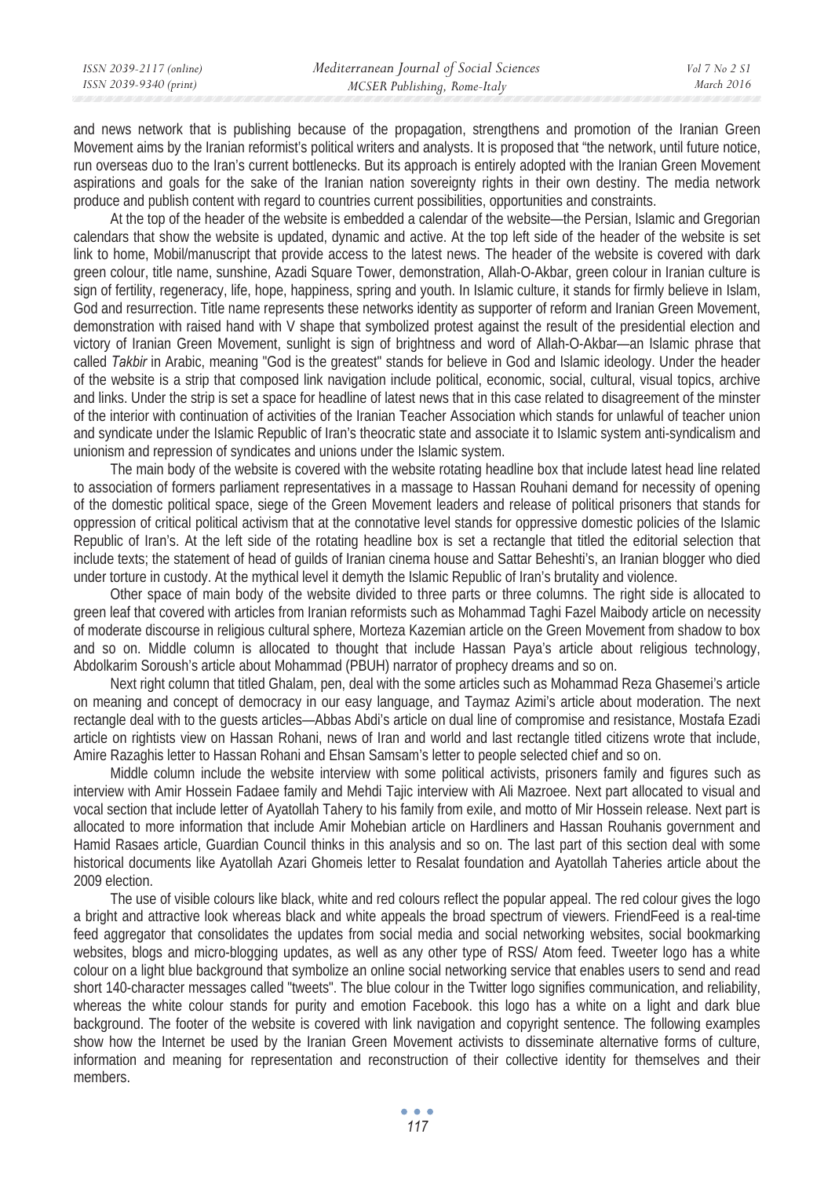and news network that is publishing because of the propagation, strengthens and promotion of the Iranian Green Movement aims by the Iranian reformist's political writers and analysts. It is proposed that "the network, until future notice, run overseas duo to the Iran's current bottlenecks. But its approach is entirely adopted with the Iranian Green Movement aspirations and goals for the sake of the Iranian nation sovereignty rights in their own destiny. The media network produce and publish content with regard to countries current possibilities, opportunities and constraints.

At the top of the header of the website is embedded a calendar of the website—the Persian, Islamic and Gregorian calendars that show the website is updated, dynamic and active. At the top left side of the header of the website is set link to home, Mobil/manuscript that provide access to the latest news. The header of the website is covered with dark green colour, title name, sunshine, Azadi Square Tower, demonstration, Allah-O-Akbar, green colour in Iranian culture is sign of fertility, regeneracy, life, hope, happiness, spring and youth. In Islamic culture, it stands for firmly believe in Islam, God and resurrection. Title name represents these networks identity as supporter of reform and Iranian Green Movement, demonstration with raised hand with V shape that symbolized protest against the result of the presidential election and victory of Iranian Green Movement, sunlight is sign of brightness and word of Allah-O-Akbar—an Islamic phrase that called *Takbir* in Arabic, meaning "God is the greatest" stands for believe in God and Islamic ideology. Under the header of the website is a strip that composed link navigation include political, economic, social, cultural, visual topics, archive and links. Under the strip is set a space for headline of latest news that in this case related to disagreement of the minster of the interior with continuation of activities of the Iranian Teacher Association which stands for unlawful of teacher union and syndicate under the Islamic Republic of Iran's theocratic state and associate it to Islamic system anti-syndicalism and unionism and repression of syndicates and unions under the Islamic system.

The main body of the website is covered with the website rotating headline box that include latest head line related to association of formers parliament representatives in a massage to Hassan Rouhani demand for necessity of opening of the domestic political space, siege of the Green Movement leaders and release of political prisoners that stands for oppression of critical political activism that at the connotative level stands for oppressive domestic policies of the Islamic Republic of Iran's. At the left side of the rotating headline box is set a rectangle that titled the editorial selection that include texts; the statement of head of guilds of Iranian cinema house and Sattar Beheshti's, an Iranian blogger who died under torture in custody. At the mythical level it demyth the Islamic Republic of Iran's brutality and violence.

Other space of main body of the website divided to three parts or three columns. The right side is allocated to green leaf that covered with articles from Iranian reformists such as Mohammad Taghi Fazel Maibody article on necessity of moderate discourse in religious cultural sphere, Morteza Kazemian article on the Green Movement from shadow to box and so on. Middle column is allocated to thought that include Hassan Paya's article about religious technology, Abdolkarim Soroush's article about Mohammad (PBUH) narrator of prophecy dreams and so on.

Next right column that titled Ghalam, pen, deal with the some articles such as Mohammad Reza Ghasemei's article on meaning and concept of democracy in our easy language, and Taymaz Azimi's article about moderation. The next rectangle deal with to the guests articles—Abbas Abdi's article on dual line of compromise and resistance, Mostafa Ezadi article on rightists view on Hassan Rohani, news of Iran and world and last rectangle titled citizens wrote that include, Amire Razaghis letter to Hassan Rohani and Ehsan Samsam's letter to people selected chief and so on.

Middle column include the website interview with some political activists, prisoners family and figures such as interview with Amir Hossein Fadaee family and Mehdi Tajic interview with Ali Mazroee. Next part allocated to visual and vocal section that include letter of Ayatollah Tahery to his family from exile, and motto of Mir Hossein release. Next part is allocated to more information that include Amir Mohebian article on Hardliners and Hassan Rouhanis government and Hamid Rasaes article, Guardian Council thinks in this analysis and so on. The last part of this section deal with some historical documents like Ayatollah Azari Ghomeis letter to Resalat foundation and Ayatollah Taheries article about the 2009 election.

The use of visible colours like black, white and red colours reflect the popular appeal. The red colour gives the logo a bright and attractive look whereas black and white appeals the broad spectrum of viewers. FriendFeed is a real-time feed aggregator that consolidates the updates from social media and social networking websites, social bookmarking websites, blogs and micro-blogging updates, as well as any other type of RSS/ Atom feed. Tweeter logo has a white colour on a light blue background that symbolize an online social networking service that enables users to send and read short 140-character messages called "tweets". The blue colour in the Twitter logo signifies communication, and reliability, whereas the white colour stands for purity and emotion Facebook. this logo has a white on a light and dark blue background. The footer of the website is covered with link navigation and copyright sentence. The following examples show how the Internet be used by the Iranian Green Movement activists to disseminate alternative forms of culture, information and meaning for representation and reconstruction of their collective identity for themselves and their members.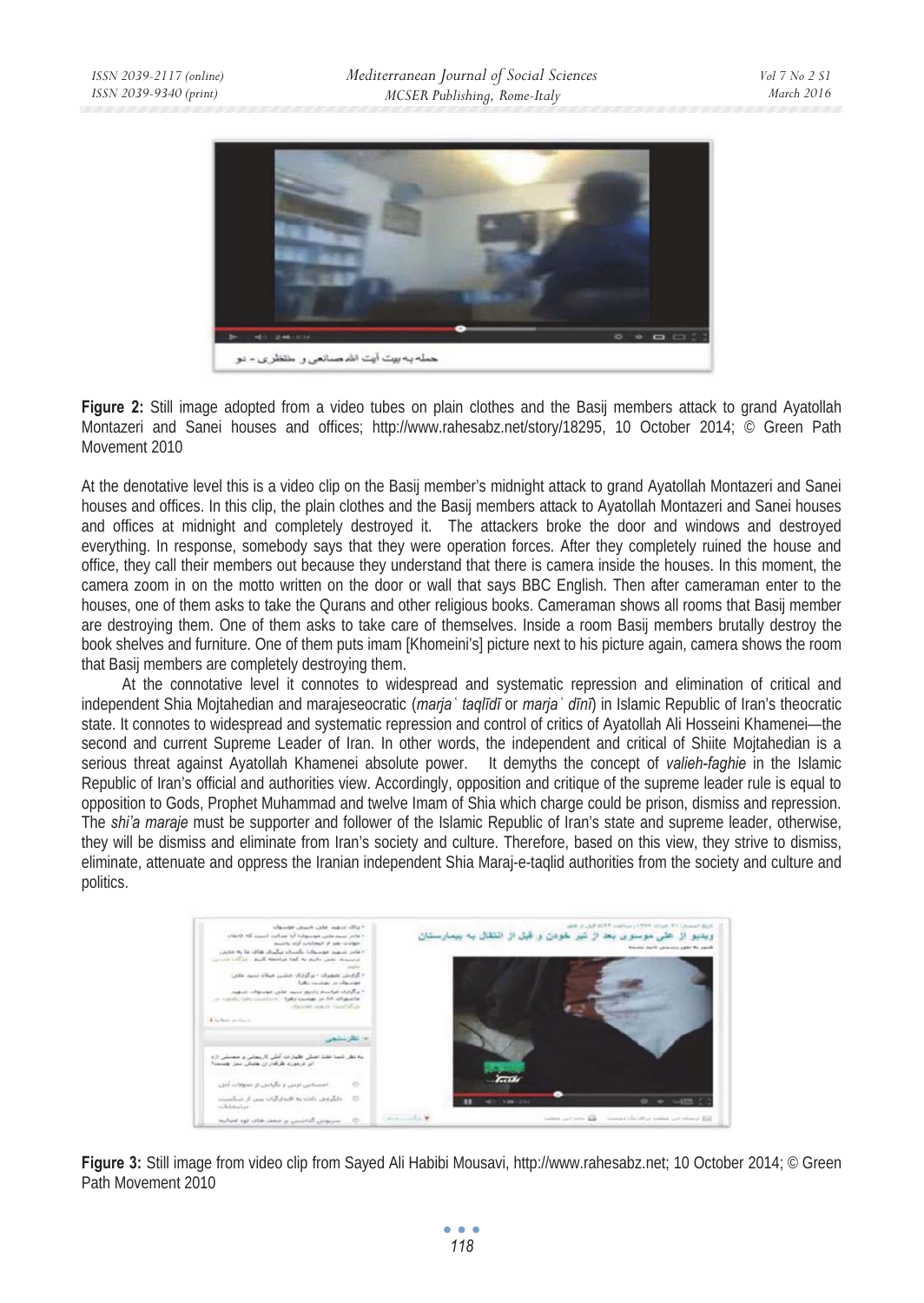**Figure 2:** Still image adopted from a video tubes on plain clothes and the Basij members attack to grand Ayatollah Montazeri and Sanei houses and offices; http://www.rahesabz.net/story/18295, 10 October 2014; © Green Path Movement 2010

At the denotative level this is a video clip on the Basij member's midnight attack to grand Ayatollah Montazeri and Sanei houses and offices. In this clip, the plain clothes and the Basij members attack to Ayatollah Montazeri and Sanei houses and offices at midnight and completely destroyed it. The attackers broke the door and windows and destroyed everything. In response, somebody says that they were operation forces. After they completely ruined the house and office, they call their members out because they understand that there is camera inside the houses. In this moment, the camera zoom in on the motto written on the door or wall that says BBC English. Then after cameraman enter to the houses, one of them asks to take the Qurans and other religious books. Cameraman shows all rooms that Basij member are destroying them. One of them asks to take care of themselves. Inside a room Basij members brutally destroy the book shelves and furniture. One of them puts imam [Khomeini's] picture next to his picture again, camera shows the room that Basij members are completely destroying them.

At the connotative level it connotes to widespread and systematic repression and elimination of critical and independent Shia Mojtahedian and marajeseocratic (*marjaʿ taqlīdī* or *marjaʿ dīnī*) in Islamic Republic of Iran's theocratic state. It connotes to widespread and systematic repression and control of critics of Ayatollah Ali Hosseini Khamenei—the second and current Supreme Leader of Iran. In other words, the independent and critical of Shiite Mojtahedian is a serious threat against Ayatollah Khamenei absolute power. It demyths the concept of *valieh-faghie* in the Islamic Republic of Iran's official and authorities view. Accordingly, opposition and critique of the supreme leader rule is equal to opposition to Gods, Prophet Muhammad and twelve Imam of Shia which charge could be prison, dismiss and repression. The *shi'a maraje* must be supporter and follower of the Islamic Republic of Iran's state and supreme leader, otherwise, they will be dismiss and eliminate from Iran's society and culture. Therefore, based on this view, they strive to dismiss, eliminate, attenuate and oppress the Iranian independent Shia Maraj-e-taqlid authorities from the society and culture and politics.

**Figure 3:** Still image from video clip from Sayed Ali Habibi Mousavi, http://www.rahesabz.net; 10 October 2014; © Green Path Movement 2010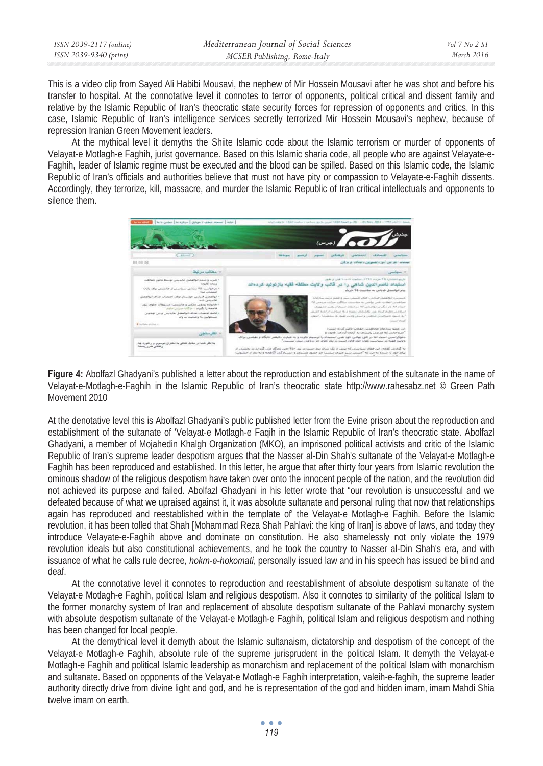This is a video clip from Sayed Ali Habibi Mousavi, the nephew of Mir Hossein Mousavi after he was shot and before his transfer to hospital. At the connotative level it connotes to terror of opponents, political critical and dissent family and relative by the Islamic Republic of Iran's theocratic state security forces for repression of opponents and critics. In this case, Islamic Republic of Iran's intelligence services secretly terrorized Mir Hossein Mousavi's nephew, because of repression Iranian Green Movement leaders.

At the mythical level it demyths the Shiite Islamic code about the Islamic terrorism or murder of opponents of Velayat-e Motlagh-e Faghih, jurist governance. Based on this Islamic sharia code, all people who are against Velayate-e-Faghih, leader of Islamic regime must be executed and the blood can be spilled. Based on this Islamic code, the Islamic Republic of Iran's officials and authorities believe that must not have pity or compassion to Velayate-e-Faghih dissents. Accordingly, they terrorize, kill, massacre, and murder the Islamic Republic of Iran critical intellectuals and opponents to silence them.

**Figure 4:** Abolfazl Ghadyani's published a letter about the reproduction and establishment of the sultanate in the name of Velayat-e-Motlagh-e-Faghih in the Islamic Republic of Iran's theocratic state http://www.rahesabz.net © Green Path Movement 2010

At the denotative level this is Abolfazl Ghadyani's public published letter from the Evine prison about the reproduction and establishment of the sultanate of 'Velayat-e Motlagh-e Faqih in the Islamic Republic of Iran's theocratic state. Abolfazl Ghadyani, a member of Mojahedin Khalgh Organization (MKO), an imprisoned political activists and critic of the Islamic Republic of Iran's supreme leader despotism argues that the Nasser al-Din Shah's sultanate of the Velayat-e Motlagh-e Faghih has been reproduced and established. In this letter, he argue that after thirty four years from Islamic revolution the ominous shadow of the religious despotism have taken over onto the innocent people of the nation, and the revolution did not achieved its purpose and failed. Abolfazl Ghadyani in his letter wrote that "our revolution is unsuccessful and we defeated because of what we upraised against it, it was absolute sultanate and personal ruling that now that relationships again has reproduced and reestablished within the template of' the Velayat-e Motlagh-e Faghih. Before the Islamic revolution, it has been tolled that Shah [Mohammad Reza Shah Pahlavi: the king of Iran] is above of laws, and today they introduce Velayate-e-Faghih above and dominate on constitution. He also shamelessly not only violate the 1979 revolution ideals but also constitutional achievements, and he took the country to Nasser al-Din Shah's era, and with issuance of what he calls rule decree, *hokm-e-hokomati*, personally issued law and in his speech has issued be blind and deaf.

At the connotative level it connotes to reproduction and reestablishment of absolute despotism sultanate of the Velayat-e Motlagh-e Faghih, political Islam and religious despotism. Also it connotes to similarity of the political Islam to the former monarchy system of Iran and replacement of absolute despotism sultanate of the Pahlavi monarchy system with absolute despotism sultanate of the Velayat-e Motlagh-e Faghih, political Islam and religious despotism and nothing has been changed for local people.

At the demythical level it demyth about the Islamic sultanaism, dictatorship and despotism of the concept of the Velayat-e Motlagh-e Faghih, absolute rule of the supreme jurisprudent in the political Islam. It demyth the Velayat-e Motlagh-e Faghih and political Islamic leadership as monarchism and replacement of the political Islam with monarchism and sultanate. Based on opponents of the Velayat-e Motlagh-e Faghih interpretation, valeih-e-faghih, the supreme leader authority directly drive from divine light and god, and he is representation of the god and hidden imam, imam Mahdi Shia twelve imam on earth.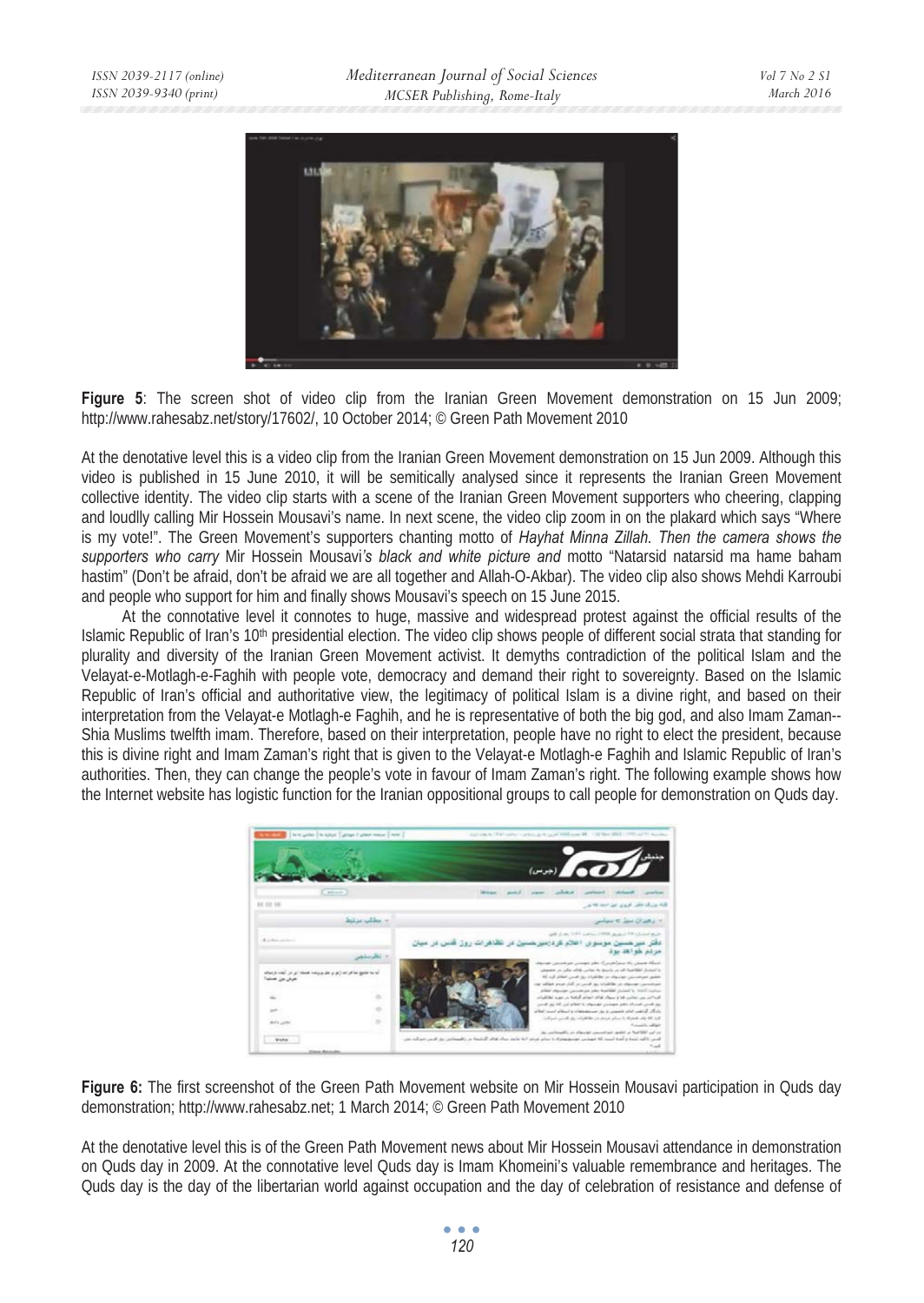**Figure 5**: The screen shot of video clip from the Iranian Green Movement demonstration on 15 Jun 2009; http://www.rahesabz.net/story/17602/, 10 October 2014; © Green Path Movement 2010

At the denotative level this is a video clip from the Iranian Green Movement demonstration on 15 Jun 2009. Although this video is published in 15 June 2010, it will be semitically analysed since it represents the Iranian Green Movement collective identity. The video clip starts with a scene of the Iranian Green Movement supporters who cheering, clapping and loudlly calling Mir Hossein Mousavi's name. In next scene, the video clip zoom in on the plakard which says "Where is my vote!". The Green Movement's supporters chanting motto of *Hayhat Minna Zillah. Then the camera shows the supporters who carry* Mir Hossein Mousavi*'s black and white picture and* motto "Natarsid natarsid ma hame baham hastim" (Don't be afraid, don't be afraid we are all together and Allah-O-Akbar). The video clip also shows Mehdi Karroubi and people who support for him and finally shows Mousavi's speech on 15 June 2015.

At the connotative level it connotes to huge, massive and widespread protest against the official results of the Islamic Republic of Iran's 10th presidential election. The video clip shows people of different social strata that standing for plurality and diversity of the Iranian Green Movement activist. It demyths contradiction of the political Islam and the Velayat-e-Motlagh-e-Faghih with people vote, democracy and demand their right to sovereignty. Based on the Islamic Republic of Iran's official and authoritative view, the legitimacy of political Islam is a divine right, and based on their interpretation from the Velayat-e Motlagh-e Faghih, and he is representative of both the big god, and also Imam Zaman--Shia Muslims twelfth imam. Therefore, based on their interpretation, people have no right to elect the president, because this is divine right and Imam Zaman's right that is given to the Velayat-e Motlagh-e Faghih and Islamic Republic of Iran's authorities. Then, they can change the people's vote in favour of Imam Zaman's right. The following example shows how the Internet website has logistic function for the Iranian oppositional groups to call people for demonstration on Quds day.

**Figure 6:** The first screenshot of the Green Path Movement website on Mir Hossein Mousavi participation in Quds day demonstration; http://www.rahesabz.net; 1 March 2014; © Green Path Movement 2010

At the denotative level this is of the Green Path Movement news about Mir Hossein Mousavi attendance in demonstration on Quds day in 2009. At the connotative level Quds day is Imam Khomeini's valuable remembrance and heritages. The Quds day is the day of the libertarian world against occupation and the day of celebration of resistance and defense of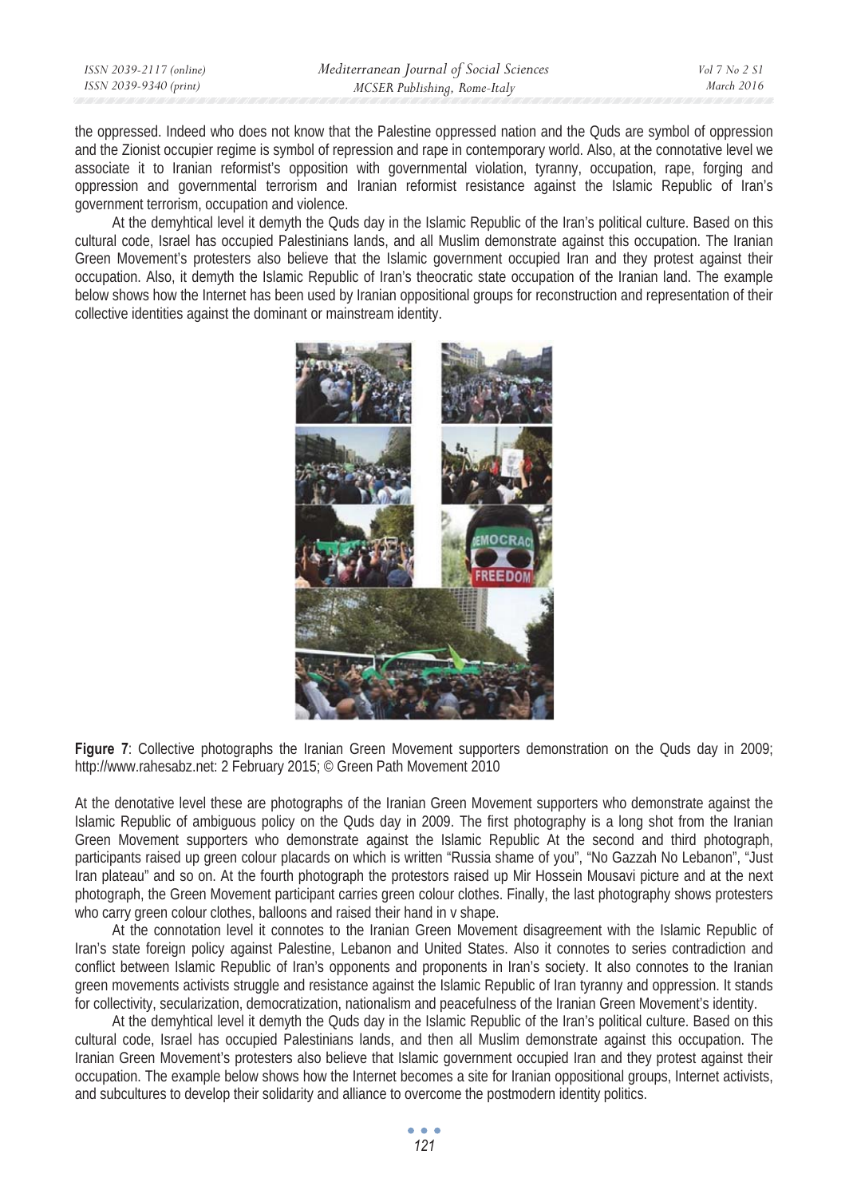the oppressed. Indeed who does not know that the Palestine oppressed nation and the Quds are symbol of oppression and the Zionist occupier regime is symbol of repression and rape in contemporary world. Also, at the connotative level we associate it to Iranian reformist's opposition with governmental violation, tyranny, occupation, rape, forging and oppression and governmental terrorism and Iranian reformist resistance against the Islamic Republic of Iran's government terrorism, occupation and violence.

At the demyhtical level it demyth the Quds day in the Islamic Republic of the Iran's political culture. Based on this cultural code, Israel has occupied Palestinians lands, and all Muslim demonstrate against this occupation. The Iranian Green Movement's protesters also believe that the Islamic government occupied Iran and they protest against their occupation. Also, it demyth the Islamic Republic of Iran's theocratic state occupation of the Iranian land. The example below shows how the Internet has been used by Iranian oppositional groups for reconstruction and representation of their collective identities against the dominant or mainstream identity.

**Figure 7**: Collective photographs the Iranian Green Movement supporters demonstration on the Quds day in 2009; http://www.rahesabz.net: 2 February 2015; © Green Path Movement 2010

At the denotative level these are photographs of the Iranian Green Movement supporters who demonstrate against the Islamic Republic of ambiguous policy on the Quds day in 2009. The first photography is a long shot from the Iranian Green Movement supporters who demonstrate against the Islamic Republic At the second and third photograph, participants raised up green colour placards on which is written "Russia shame of you", "No Gazzah No Lebanon", "Just Iran plateau" and so on. At the fourth photograph the protestors raised up Mir Hossein Mousavi picture and at the next photograph, the Green Movement participant carries green colour clothes. Finally, the last photography shows protesters who carry green colour clothes, balloons and raised their hand in v shape.

At the connotation level it connotes to the Iranian Green Movement disagreement with the Islamic Republic of Iran's state foreign policy against Palestine, Lebanon and United States. Also it connotes to series contradiction and conflict between Islamic Republic of Iran's opponents and proponents in Iran's society. It also connotes to the Iranian green movements activists struggle and resistance against the Islamic Republic of Iran tyranny and oppression. It stands for collectivity, secularization, democratization, nationalism and peacefulness of the Iranian Green Movement's identity.

At the demyhtical level it demyth the Quds day in the Islamic Republic of the Iran's political culture. Based on this cultural code, Israel has occupied Palestinians lands, and then all Muslim demonstrate against this occupation. The Iranian Green Movement's protesters also believe that Islamic government occupied Iran and they protest against their occupation. The example below shows how the Internet becomes a site for Iranian oppositional groups, Internet activists, and subcultures to develop their solidarity and alliance to overcome the postmodern identity politics.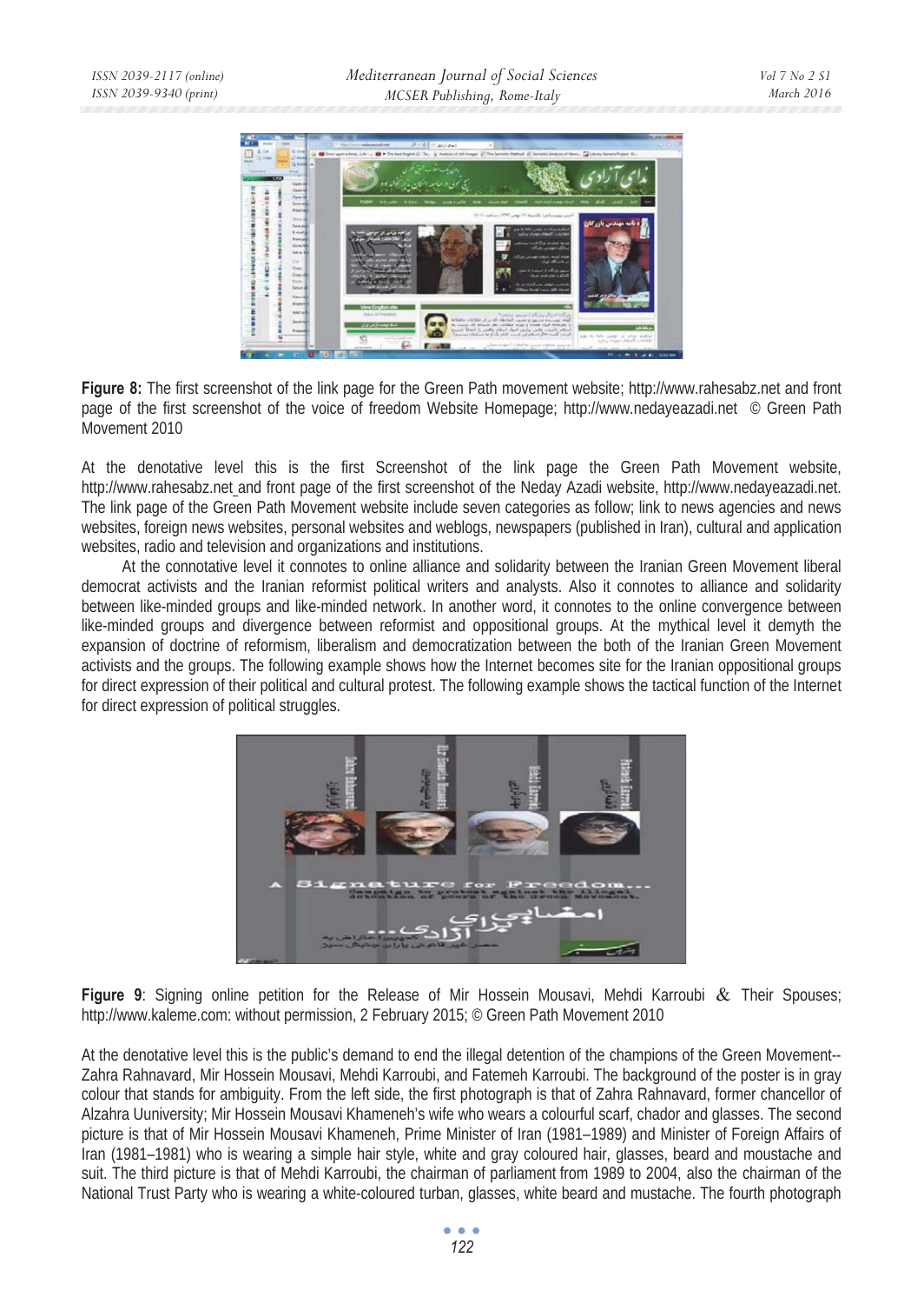**Figure 8:** The first screenshot of the link page for the Green Path movement website; http://www.rahesabz.net and front page of the first screenshot of the voice of freedom Website Homepage; http://www.nedayeazadi.net © Green Path Movement 2010

At the denotative level this is the first Screenshot of the link page the Green Path Movement website, http://www.rahesabz.net and front page of the first screenshot of the Neday Azadi website, http://www.nedayeazadi.net. The link page of the Green Path Movement website include seven categories as follow; link to news agencies and news websites, foreign news websites, personal websites and weblogs, newspapers (published in Iran), cultural and application websites, radio and television and organizations and institutions.

At the connotative level it connotes to online alliance and solidarity between the Iranian Green Movement liberal democrat activists and the Iranian reformist political writers and analysts. Also it connotes to alliance and solidarity between like-minded groups and like-minded network. In another word, it connotes to the online convergence between like-minded groups and divergence between reformist and oppositional groups. At the mythical level it demyth the expansion of doctrine of reformism, liberalism and democratization between the both of the Iranian Green Movement activists and the groups. The following example shows how the Internet becomes site for the Iranian oppositional groups for direct expression of their political and cultural protest. The following example shows the tactical function of the Internet for direct expression of political struggles.

**Figure 9**: Signing online petition for the Release of Mir Hossein Mousavi, Mehdi Karroubi & Their Spouses; http://www.kaleme.com: without permission, 2 February 2015; © Green Path Movement 2010

At the denotative level this is the public's demand to end the illegal detention of the champions of the Green Movement-- Zahra Rahnavard, Mir Hossein Mousavi, Mehdi Karroubi, and Fatemeh Karroubi. The background of the poster is in gray colour that stands for ambiguity. From the left side, the first photograph is that of Zahra Rahnavard, former chancellor of Alzahra Uuniversity; Mir Hossein Mousavi Khameneh's wife who wears a colourful scarf, chador and glasses. The second picture is that of Mir Hossein Mousavi Khameneh, Prime Minister of Iran (1981–1989) and Minister of Foreign Affairs of Iran (1981–1981) who is wearing a simple hair style, white and gray coloured hair, glasses, beard and moustache and suit. The third picture is that of Mehdi Karroubi, the chairman of parliament from 1989 to 2004, also the chairman of the National Trust Party who is wearing a white-coloured turban, glasses, white beard and mustache. The fourth photograph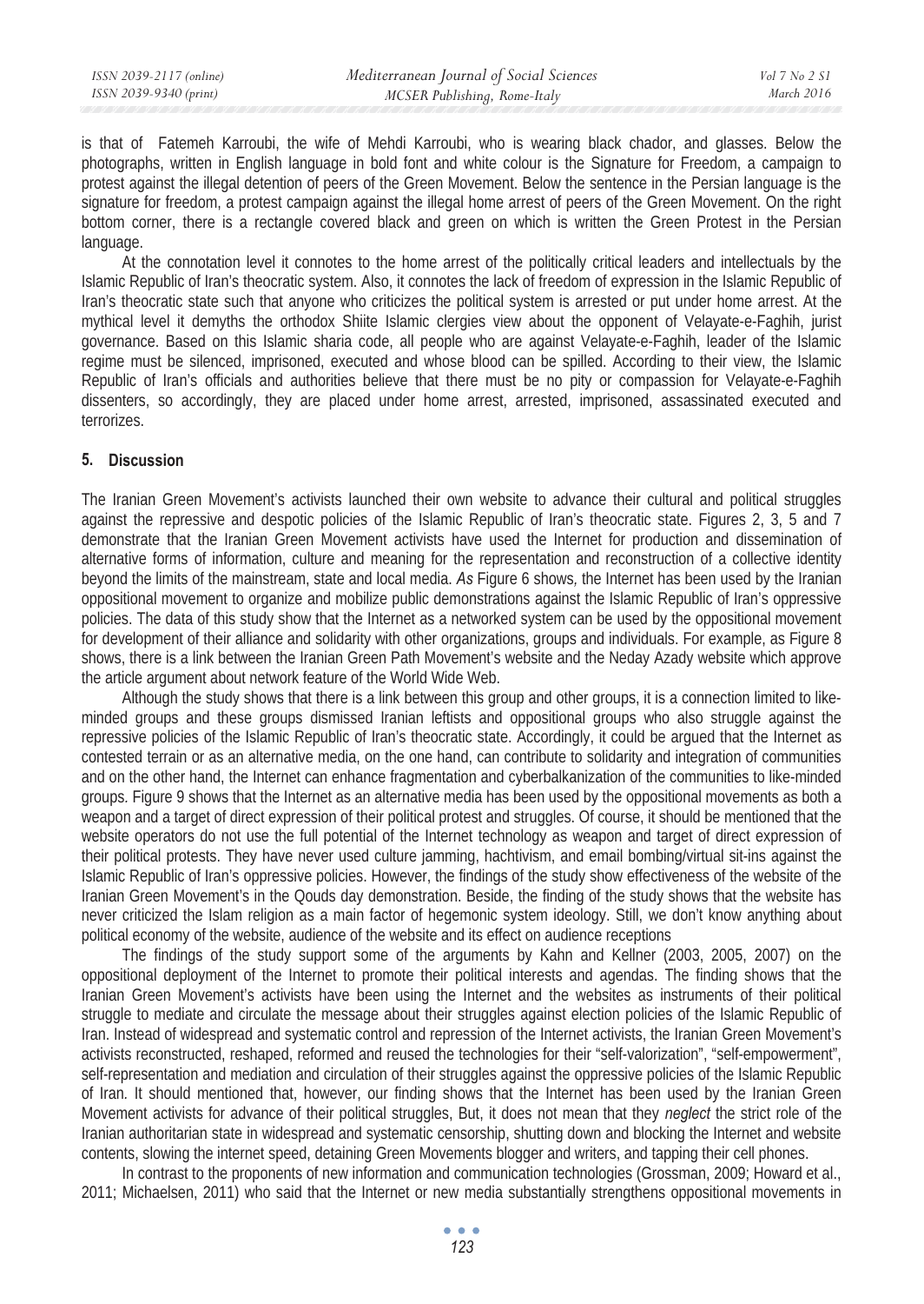is that of Fatemeh Karroubi, the wife of Mehdi Karroubi, who is wearing black chador, and glasses. Below the photographs, written in English language in bold font and white colour is the Signature for Freedom, a campaign to protest against the illegal detention of peers of the Green Movement. Below the sentence in the Persian language is the signature for freedom, a protest campaign against the illegal home arrest of peers of the Green Movement. On the right bottom corner, there is a rectangle covered black and green on which is written the Green Protest in the Persian language.

At the connotation level it connotes to the home arrest of the politically critical leaders and intellectuals by the Islamic Republic of Iran's theocratic system. Also, it connotes the lack of freedom of expression in the Islamic Republic of Iran's theocratic state such that anyone who criticizes the political system is arrested or put under home arrest. At the mythical level it demyths the orthodox Shiite Islamic clergies view about the opponent of Velayate-e-Faghih, jurist governance. Based on this Islamic sharia code, all people who are against Velayate-e-Faghih, leader of the Islamic regime must be silenced, imprisoned, executed and whose blood can be spilled. According to their view, the Islamic Republic of Iran's officials and authorities believe that there must be no pity or compassion for Velayate-e-Faghih dissenters, so accordingly, they are placed under home arrest, arrested, imprisoned, assassinated executed and terrorizes.

## 5. Discussion

The Iranian Green Movement's activists launched their own website to advance their cultural and political struggles against the repressive and despotic policies of the Islamic Republic of Iran's theocratic state. Figures 2, 3, 5 and 7 demonstrate that the Iranian Green Movement activists have used the Internet for production and dissemination of alternative forms of information, culture and meaning for the representation and reconstruction of a collective identity beyond the limits of the mainstream, state and local media. *As* Figure 6 shows*,* the Internet has been used by the Iranian oppositional movement to organize and mobilize public demonstrations against the Islamic Republic of Iran's oppressive policies. The data of this study show that the Internet as a networked system can be used by the oppositional movement for development of their alliance and solidarity with other organizations, groups and individuals. For example, as Figure 8 shows, there is a link between the Iranian Green Path Movement's website and the Neday Azady website which approve the article argument about network feature of the World Wide Web.

Although the study shows that there is a link between this group and other groups, it is a connection limited to like-minded groups and these groups dismissed Iranian leftists and oppositional groups who also struggle against the repressive policies of the Islamic Republic of Iran's theocratic state. Accordingly, it could be argued that the Internet as contested terrain or as an alternative media, on the one hand, can contribute to solidarity and integration of communities and on the other hand, the Internet can enhance fragmentation and cyberbalkanization of the communities to like-minded groups. Figure 9 shows that the Internet as an alternative media has been used by the oppositional movements as both a weapon and a target of direct expression of their political protest and struggles. Of course, it should be mentioned that the website operators do not use the full potential of the Internet technology as weapon and target of direct expression of their political protests. They have never used culture jamming, hachtivism, and email bombing/virtual sit-ins against the Islamic Republic of Iran's oppressive policies. However, the findings of the study show effectiveness of the website of the Iranian Green Movement's in the Qouds day demonstration. Beside, the finding of the study shows that the website has never criticized the Islam religion as a main factor of hegemonic system ideology. Still, we don't know anything about political economy of the website, audience of the website and its effect on audience receptions

The findings of the study support some of the arguments by Kahn and Kellner (2003, 2005, 2007) on the oppositional deployment of the Internet to promote their political interests and agendas. The finding shows that the Iranian Green Movement's activists have been using the Internet and the websites as instruments of their political struggle to mediate and circulate the message about their struggles against election policies of the Islamic Republic of Iran. Instead of widespread and systematic control and repression of the Internet activists, the Iranian Green Movement's activists reconstructed, reshaped, reformed and reused the technologies for their "self-valorization", "self-empowerment", self-representation and mediation and circulation of their struggles against the oppressive policies of the Islamic Republic of Iran. It should mentioned that, however, our finding shows that the Internet has been used by the Iranian Green Movement activists for advance of their political struggles, But, it does not mean that they *neglect* the strict role of the Iranian authoritarian state in widespread and systematic censorship, shutting down and blocking the Internet and website contents, slowing the internet speed, detaining Green Movements blogger and writers, and tapping their cell phones.

In contrast to the proponents of new information and communication technologies (Grossman, 2009; Howard et al., 2011; Michaelsen, 2011) who said that the Internet or new media substantially strengthens oppositional movements in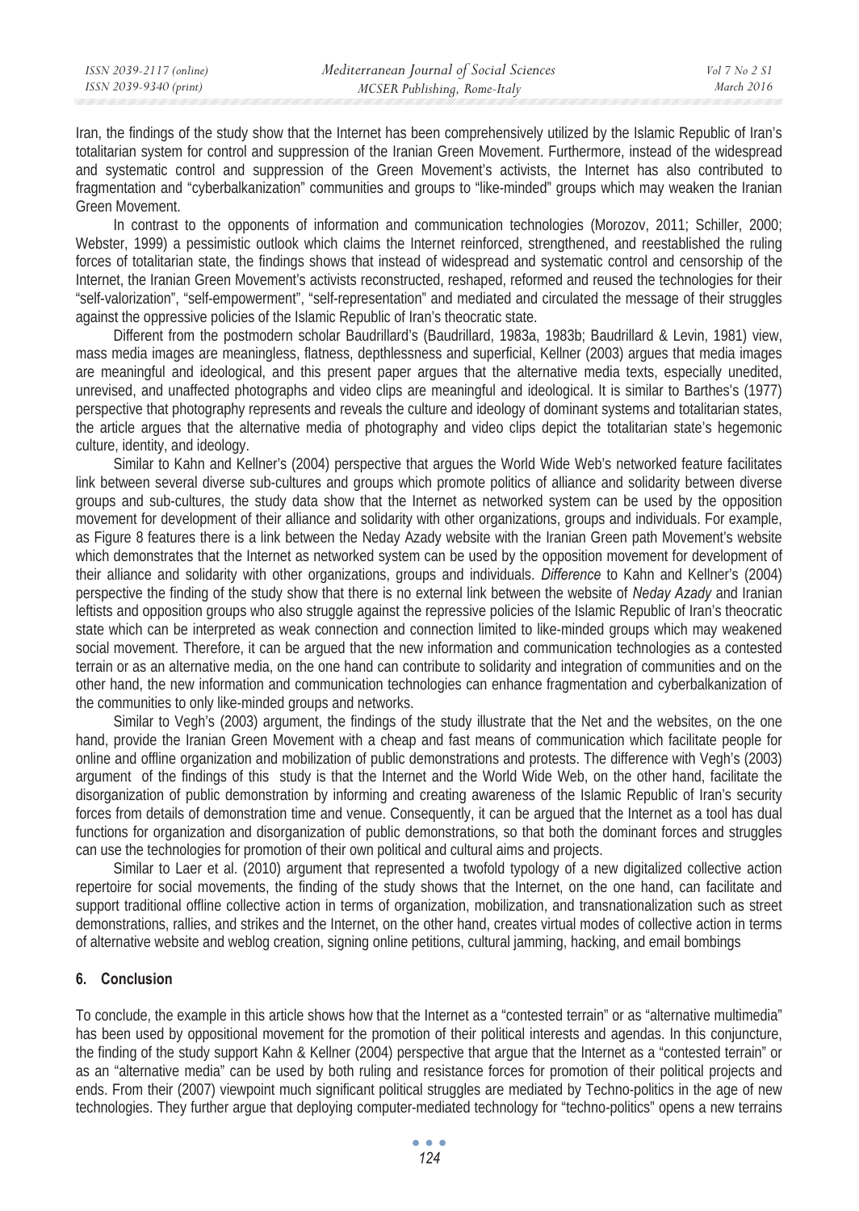Iran, the findings of the study show that the Internet has been comprehensively utilized by the Islamic Republic of Iran's totalitarian system for control and suppression of the Iranian Green Movement. Furthermore, instead of the widespread and systematic control and suppression of the Green Movement's activists, the Internet has also contributed to fragmentation and "cyberbalkanization" communities and groups to "like-minded" groups which may weaken the Iranian Green Movement.

In contrast to the opponents of information and communication technologies (Morozov, 2011; Schiller, 2000; Webster, 1999) a pessimistic outlook which claims the Internet reinforced, strengthened, and reestablished the ruling forces of totalitarian state, the findings shows that instead of widespread and systematic control and censorship of the Internet, the Iranian Green Movement's activists reconstructed, reshaped, reformed and reused the technologies for their "self-valorization", "self-empowerment", "self-representation" and mediated and circulated the message of their struggles against the oppressive policies of the Islamic Republic of Iran's theocratic state.

Different from the postmodern scholar Baudrillard's (Baudrillard, 1983a, 1983b; Baudrillard & Levin, 1981) view, mass media images are meaningless, flatness, depthlessness and superficial, Kellner (2003) argues that media images are meaningful and ideological, and this present paper argues that the alternative media texts, especially unedited, unrevised, and unaffected photographs and video clips are meaningful and ideological. It is similar to Barthes's (1977) perspective that photography represents and reveals the culture and ideology of dominant systems and totalitarian states, the article argues that the alternative media of photography and video clips depict the totalitarian state's hegemonic culture, identity, and ideology.

Similar to Kahn and Kellner's (2004) perspective that argues the World Wide Web's networked feature facilitates link between several diverse sub-cultures and groups which promote politics of alliance and solidarity between diverse groups and sub-cultures, the study data show that the Internet as networked system can be used by the opposition movement for development of their alliance and solidarity with other organizations, groups and individuals. For example, as Figure 8 features there is a link between the Neday Azady website with the Iranian Green path Movement's website which demonstrates that the Internet as networked system can be used by the opposition movement for development of their alliance and solidarity with other organizations, groups and individuals. *Difference* to Kahn and Kellner's (2004) perspective the finding of the study show that there is no external link between the website of *Neday Azady* and Iranian leftists and opposition groups who also struggle against the repressive policies of the Islamic Republic of Iran's theocratic state which can be interpreted as weak connection and connection limited to like-minded groups which may weakened social movement. Therefore, it can be argued that the new information and communication technologies as a contested terrain or as an alternative media, on the one hand can contribute to solidarity and integration of communities and on the other hand, the new information and communication technologies can enhance fragmentation and cyberbalkanization of the communities to only like-minded groups and networks.

Similar to Vegh's (2003) argument, the findings of the study illustrate that the Net and the websites, on the one hand, provide the Iranian Green Movement with a cheap and fast means of communication which facilitate people for online and offline organization and mobilization of public demonstrations and protests. The difference with Vegh's (2003) argument of the findings of this study is that the Internet and the World Wide Web, on the other hand, facilitate the disorganization of public demonstration by informing and creating awareness of the Islamic Republic of Iran's security forces from details of demonstration time and venue. Consequently, it can be argued that the Internet as a tool has dual functions for organization and disorganization of public demonstrations, so that both the dominant forces and struggles can use the technologies for promotion of their own political and cultural aims and projects.

Similar to Laer et al. (2010) argument that represented a twofold typology of a new digitalized collective action repertoire for social movements, the finding of the study shows that the Internet, on the one hand, can facilitate and support traditional offline collective action in terms of organization, mobilization, and transnationalization such as street demonstrations, rallies, and strikes and the Internet, on the other hand, creates virtual modes of collective action in terms of alternative website and weblog creation, signing online petitions, cultural jamming, hacking, and email bombings

## 6. Conclusion

To conclude, the example in this article shows how that the Internet as a "contested terrain" or as "alternative multimedia" has been used by oppositional movement for the promotion of their political interests and agendas. In this conjuncture, the finding of the study support Kahn & Kellner (2004) perspective that argue that the Internet as a "contested terrain" or as an "alternative media" can be used by both ruling and resistance forces for promotion of their political projects and ends. From their (2007) viewpoint much significant political struggles are mediated by Techno-politics in the age of new technologies. They further argue that deploying computer-mediated technology for "techno-politics" opens a new terrains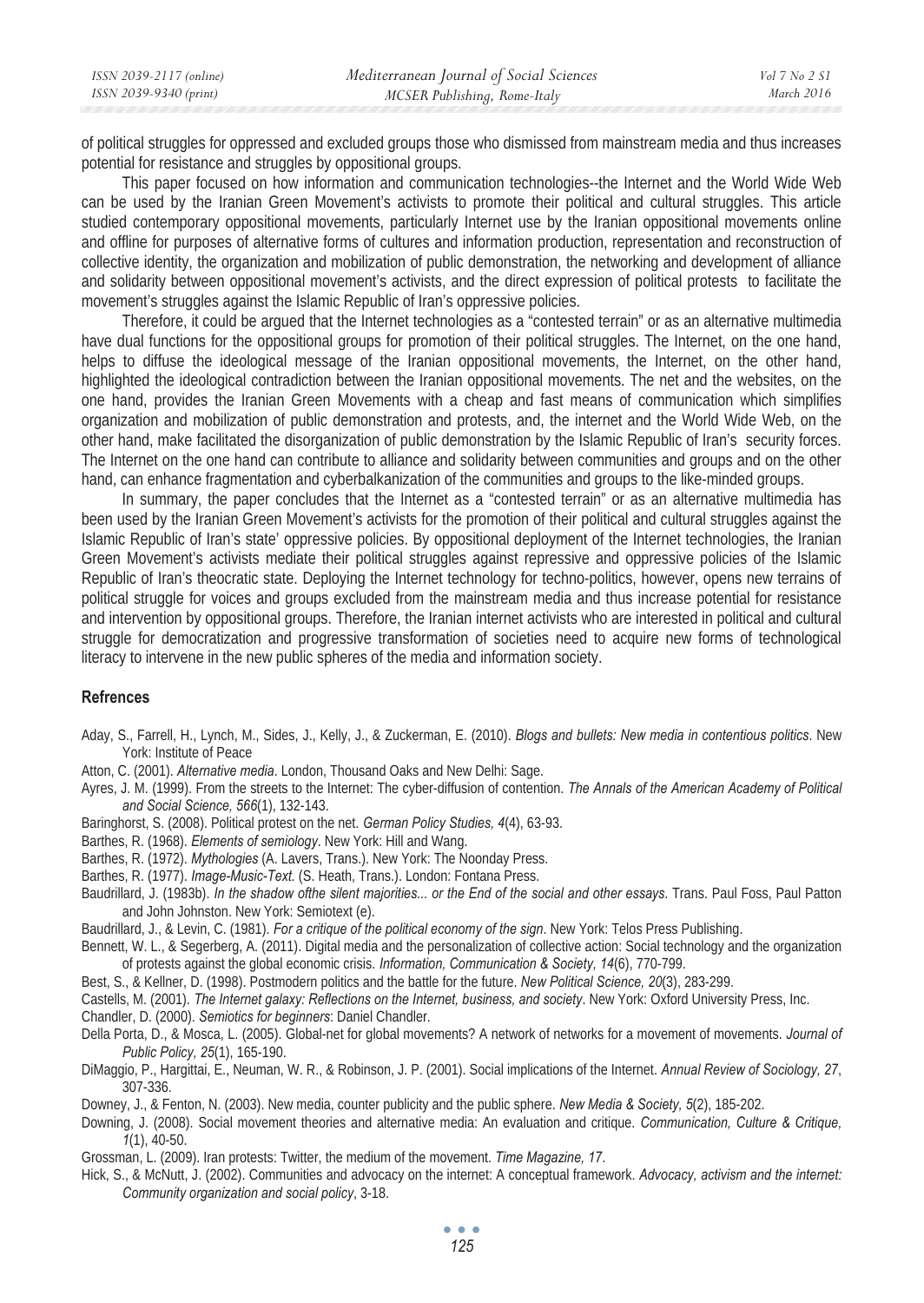of political struggles for oppressed and excluded groups those who dismissed from mainstream media and thus increases potential for resistance and struggles by oppositional groups.

This paper focused on how information and communication technologies--the Internet and the World Wide Web can be used by the Iranian Green Movement's activists to promote their political and cultural struggles. This article studied contemporary oppositional movements, particularly Internet use by the Iranian oppositional movements online and offline for purposes of alternative forms of cultures and information production, representation and reconstruction of collective identity, the organization and mobilization of public demonstration, the networking and development of alliance and solidarity between oppositional movement's activists, and the direct expression of political protests to facilitate the movement's struggles against the Islamic Republic of Iran's oppressive policies.

Therefore, it could be argued that the Internet technologies as a "contested terrain" or as an alternative multimedia have dual functions for the oppositional groups for promotion of their political struggles. The Internet, on the one hand, helps to diffuse the ideological message of the Iranian oppositional movements, the Internet, on the other hand, highlighted the ideological contradiction between the Iranian oppositional movements. The net and the websites, on the one hand, provides the Iranian Green Movements with a cheap and fast means of communication which simplifies organization and mobilization of public demonstration and protests, and, the internet and the World Wide Web, on the other hand, make facilitated the disorganization of public demonstration by the Islamic Republic of Iran's security forces. The Internet on the one hand can contribute to alliance and solidarity between communities and groups and on the other hand, can enhance fragmentation and cyberbalkanization of the communities and groups to the like-minded groups.

In summary, the paper concludes that the Internet as a "contested terrain" or as an alternative multimedia has been used by the Iranian Green Movement's activists for the promotion of their political and cultural struggles against the Islamic Republic of Iran's state' oppressive policies. By oppositional deployment of the Internet technologies, the Iranian Green Movement's activists mediate their political struggles against repressive and oppressive policies of the Islamic Republic of Iran's theocratic state. Deploying the Internet technology for techno-politics, however, opens new terrains of political struggle for voices and groups excluded from the mainstream media and thus increase potential for resistance and intervention by oppositional groups. Therefore, the Iranian internet activists who are interested in political and cultural struggle for democratization and progressive transformation of societies need to acquire new forms of technological literacy to intervene in the new public spheres of the media and information society.

## Refrences

Aday, S., Farrell, H., Lynch, M., Sides, J., Kelly, J., & Zuckerman, E. (2010). *Blogs and bullets: New media in contentious politics*. New York: Institute of Peace

Atton, C. (2001). *Alternative media*. London, Thousand Oaks and New Delhi: Sage.

Ayres, J. M. (1999). From the streets to the Internet: The cyber-diffusion of contention. *The Annals of the American Academy of Political and Social Science, 566*(1), 132-143.

Baringhorst, S. (2008). Political protest on the net. *German Policy Studies, 4*(4), 63-93.

Barthes, R. (1968). *Elements of semiology*. New York: Hill and Wang.

Barthes, R. (1972). *Mythologies* (A. Lavers, Trans.). New York: The Noonday Press.

Barthes, R. (1977). *Image-Music-Text.* (S. Heath, Trans.). London: Fontana Press.

Baudrillard, J. (1983b). *In the shadow ofthe silent majorities... or the End of the social and other essays*. Trans. Paul Foss, Paul Patton and John Johnston. New York: Semiotext (e).

Baudrillard, J., & Levin, C. (1981). *For a critique of the political economy of the sign*. New York: Telos Press Publishing.

Bennett, W. L., & Segerberg, A. (2011). Digital media and the personalization of collective action: Social technology and the organization of protests against the global economic crisis. *Information, Communication & Society, 14*(6), 770-799.

Best, S., & Kellner, D. (1998). Postmodern politics and the battle for the future. *New Political Science, 20*(3), 283-299.

Castells, M. (2001). *The Internet galaxy: Reflections on the Internet, business, and society*. New York: Oxford University Press, Inc.

Chandler, D. (2000). *Semiotics for beginners*: Daniel Chandler.

Della Porta, D., & Mosca, L. (2005). Global-net for global movements? A network of networks for a movement of movements. *Journal of Public Policy, 25*(1), 165-190.

DiMaggio, P., Hargittai, E., Neuman, W. R., & Robinson, J. P. (2001). Social implications of the Internet. *Annual Review of Sociology, 27*, 307-336.

Downey, J., & Fenton, N. (2003). New media, counter publicity and the public sphere. *New Media & Society, 5*(2), 185-202.

Downing, J. (2008). Social movement theories and alternative media: An evaluation and critique. *Communication, Culture & Critique, 1*(1), 40-50.

Grossman, L. (2009). Iran protests: Twitter, the medium of the movement. *Time Magazine, 17*.

Hick, S., & McNutt, J. (2002). Communities and advocacy on the internet: A conceptual framework. *Advocacy, activism and the internet: Community organization and social policy*, 3-18.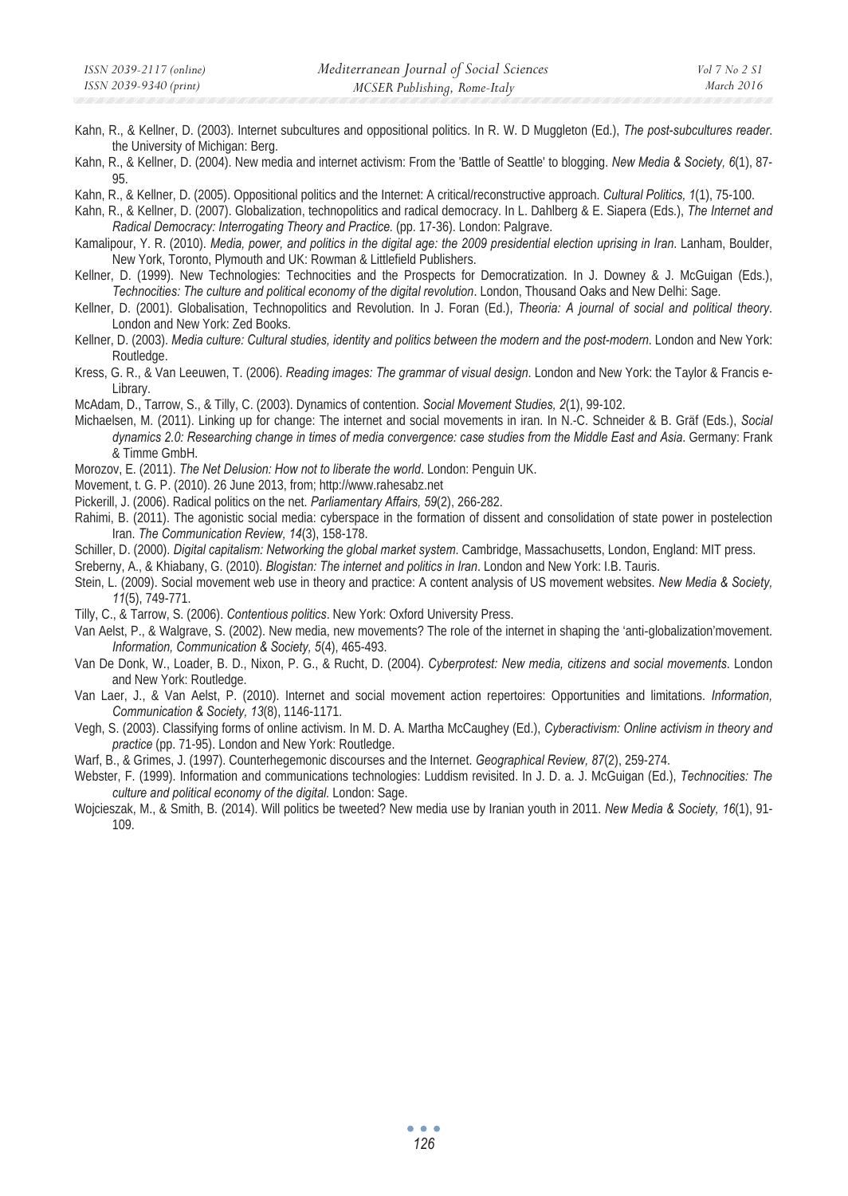Kahn, R., & Kellner, D. (2003). Internet subcultures and oppositional politics. In R. W. D Muggleton (Ed.), *The post-subcultures reader*. the University of Michigan: Berg.

Kahn, R., & Kellner, D. (2004). New media and internet activism: From the 'Battle of Seattle' to blogging. *New Media & Society, 6*(1), 87-95.

Kahn, R., & Kellner, D. (2005). Oppositional politics and the Internet: A critical/reconstructive approach. *Cultural Politics, 1*(1), 75-100.

Kahn, R., & Kellner, D. (2007). Globalization, technopolitics and radical democracy. In L. Dahlberg & E. Siapera (Eds.), *The Internet and Radical Democracy: Interrogating Theory and Practice.* (pp. 17-36). London: Palgrave.

Kamalipour, Y. R. (2010). *Media, power, and politics in the digital age: the 2009 presidential election uprising in Iran*. Lanham, Boulder, New York, Toronto, Plymouth and UK: Rowman & Littlefield Publishers.

Kellner, D. (1999). New Technologies: Technocities and the Prospects for Democratization. In J. Downey & J. McGuigan (Eds.), *Technocities: The culture and political economy of the digital revolution*. London, Thousand Oaks and New Delhi: Sage.

Kellner, D. (2001). Globalisation, Technopolitics and Revolution. In J. Foran (Ed.), *Theoria: A journal of social and political theory*. London and New York: Zed Books.

Kellner, D. (2003). *Media culture: Cultural studies, identity and politics between the modern and the post-modern*. London and New York: Routledge.

Kress, G. R., & Van Leeuwen, T. (2006). *Reading images: The grammar of visual design*. London and New York: the Taylor & Francis e-Library.

McAdam, D., Tarrow, S., & Tilly, C. (2003). Dynamics of contention. *Social Movement Studies, 2*(1), 99-102.

Michaelsen, M. (2011). Linking up for change: The internet and social movements in iran. In N.-C. Schneider & B. Gräf (Eds.), *Social dynamics 2.0: Researching change in times of media convergence: case studies from the Middle East and Asia*. Germany: Frank & Timme GmbH.

Morozov, E. (2011). *The Net Delusion: How not to liberate the world*. London: Penguin UK.

Movement, t. G. P. (2010). 26 June 2013, from; http://www.rahesabz.net

Pickerill, J. (2006). Radical politics on the net. *Parliamentary Affairs, 59*(2), 266-282.

Rahimi, B. (2011). The agonistic social media: cyberspace in the formation of dissent and consolidation of state power in postelection Iran. *The Communication Review, 14*(3), 158-178.

Schiller, D. (2000). *Digital capitalism: Networking the global market system*. Cambridge, Massachusetts, London, England: MIT press.

Sreberny, A., & Khiabany, G. (2010). *Blogistan: The internet and politics in Iran*. London and New York: I.B. Tauris.

Stein, L. (2009). Social movement web use in theory and practice: A content analysis of US movement websites. *New Media & Society, 11*(5), 749-771.

Tilly, C., & Tarrow, S. (2006). *Contentious politics*. New York: Oxford University Press.

Van Aelst, P., & Walgrave, S. (2002). New media, new movements? The role of the internet in shaping the 'anti-globalization'movement. *Information, Communication & Society, 5*(4), 465-493.

Van De Donk, W., Loader, B. D., Nixon, P. G., & Rucht, D. (2004). *Cyberprotest: New media, citizens and social movements*. London and New York: Routledge.

Van Laer, J., & Van Aelst, P. (2010). Internet and social movement action repertoires: Opportunities and limitations. *Information, Communication & Society, 13*(8), 1146-1171.

Vegh, S. (2003). Classifying forms of online activism. In M. D. A. Martha McCaughey (Ed.), *Cyberactivism: Online activism in theory and practice* (pp. 71-95). London and New York: Routledge.

Warf, B., & Grimes, J. (1997). Counterhegemonic discourses and the Internet. *Geographical Review, 87*(2), 259-274.

Webster, F. (1999). Information and communications technologies: Luddism revisited. In J. D. a. J. McGuigan (Ed.), *Technocities: The culture and political economy of the digital*. London: Sage.

Wojcieszak, M., & Smith, B. (2014). Will politics be tweeted? New media use by Iranian youth in 2011. *New Media & Society, 16*(1), 91-109.